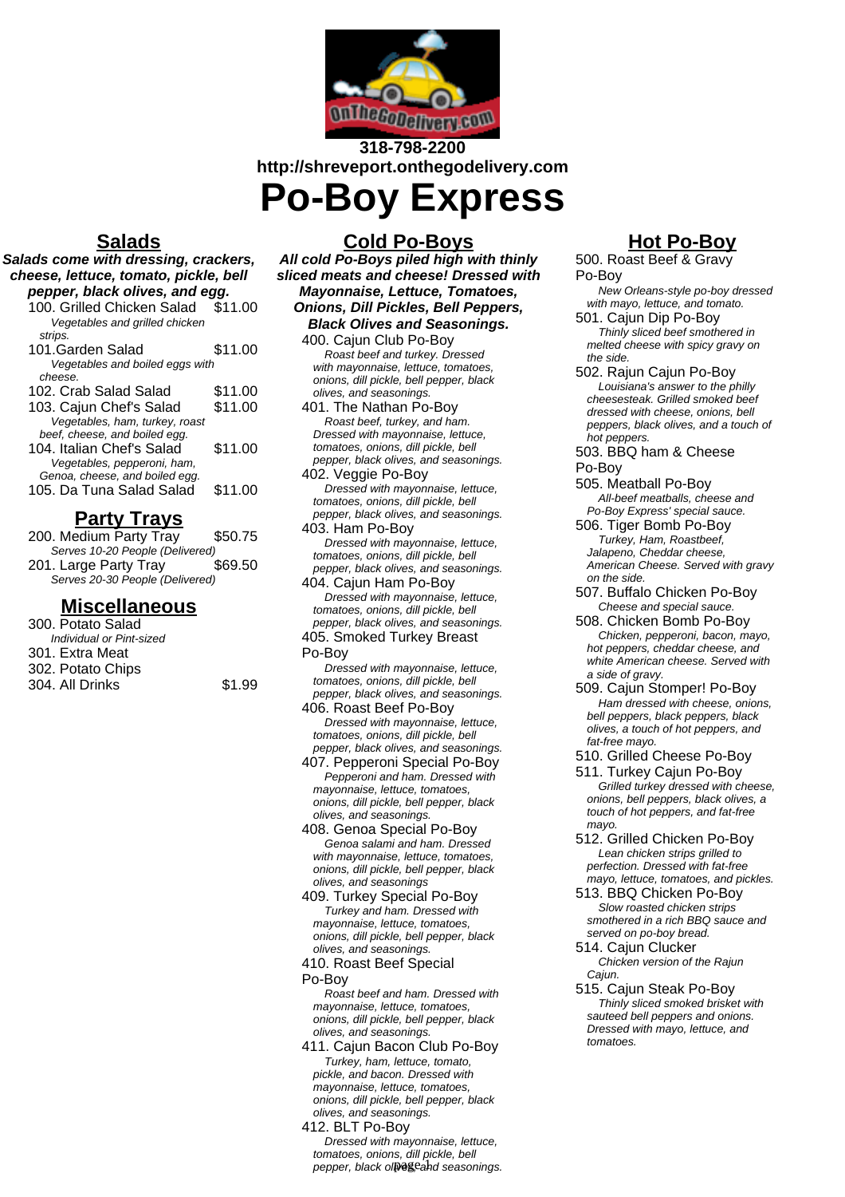318-798-2200
http://shreveport.onthegodelivery.com

# Po-Boy Express

## Salads

**Salads come with dressing, crackers, cheese, lettuce, tomato, pickle, bell pepper, black olives, and egg.**

100. Grilled Chicken Salad $11.00
*Vegetables and grilled chicken strips.*

101.Garden Salad $11.00
*Vegetables and boiled eggs with cheese.*

102. Crab Salad Salad $11.00

103. Cajun Chef's Salad $11.00
*Vegetables, ham, turkey, roast beef, cheese, and boiled egg.*

104. Italian Chef's Salad $11.00
*Vegetables, pepperoni, ham, Genoa, cheese, and boiled egg.*

105. Da Tuna Salad Salad $11.00

## Party Trays

200. Medium Party Tray $50.75
*Serves 10-20 People (Delivered)*

201. Large Party Tray $69.50
*Serves 20-30 People (Delivered)*

## Miscellaneous

300. Potato Salad
*Individual or Pint-sized*

301. Extra Meat

302. Potato Chips

304. All Drinks $1.99

## Cold Po-Boys

**All cold Po-Boys piled high with thinly sliced meats and cheese! Dressed with Mayonnaise, Lettuce, Tomatoes, Onions, Dill Pickles, Bell Peppers, Black Olives and Seasonings.**

400. Cajun Club Po-Boy
*Roast beef and turkey. Dressed with mayonnaise, lettuce, tomatoes, onions, dill pickle, bell pepper, black olives, and seasonings.*

401. The Nathan Po-Boy
*Roast beef, turkey, and ham. Dressed with mayonnaise, lettuce, tomatoes, onions, dill pickle, bell pepper, black olives, and seasonings.*

402. Veggie Po-Boy
*Dressed with mayonnaise, lettuce, tomatoes, onions, dill pickle, bell pepper, black olives, and seasonings.*

403. Ham Po-Boy
*Dressed with mayonnaise, lettuce, tomatoes, onions, dill pickle, bell pepper, black olives, and seasonings.*

404. Cajun Ham Po-Boy
*Dressed with mayonnaise, lettuce, tomatoes, onions, dill pickle, bell pepper, black olives, and seasonings.*

405. Smoked Turkey Breast Po-Boy
*Dressed with mayonnaise, lettuce, tomatoes, onions, dill pickle, bell pepper, black olives, and seasonings.*

406. Roast Beef Po-Boy
*Dressed with mayonnaise, lettuce, tomatoes, onions, dill pickle, bell pepper, black olives, and seasonings.*

407. Pepperoni Special Po-Boy
*Pepperoni and ham. Dressed with mayonnaise, lettuce, tomatoes, onions, dill pickle, bell pepper, black olives, and seasonings.*

408. Genoa Special Po-Boy
*Genoa salami and ham. Dressed with mayonnaise, lettuce, tomatoes, onions, dill pickle, bell pepper, black olives, and seasonings*

409. Turkey Special Po-Boy
*Turkey and ham. Dressed with mayonnaise, lettuce, tomatoes, onions, dill pickle, bell pepper, black olives, and seasonings.*

410. Roast Beef Special Po-Boy
*Roast beef and ham. Dressed with mayonnaise, lettuce, tomatoes, onions, dill pickle, bell pepper, black olives, and seasonings.*

411. Cajun Bacon Club Po-Boy
*Turkey, ham, lettuce, tomato, pickle, and bacon. Dressed with mayonnaise, lettuce, tomatoes, onions, dill pickle, bell pepper, black olives, and seasonings.*

412. BLT Po-Boy
*Dressed with mayonnaise, lettuce, tomatoes, onions, dill pickle, bell pepper, black olives, and seasonings.*

## Hot Po-Boy

500. Roast Beef & Gravy Po-Boy
*New Orleans-style po-boy dressed with mayo, lettuce, and tomato.*

501. Cajun Dip Po-Boy
*Thinly sliced beef smothered in melted cheese with spicy gravy on the side.*

502. Rajun Cajun Po-Boy
*Louisiana's answer to the philly cheesesteak. Grilled smoked beef dressed with cheese, onions, bell peppers, black olives, and a touch of hot peppers.*

503. BBQ ham & Cheese Po-Boy

505. Meatball Po-Boy
*All-beef meatballs, cheese and Po-Boy Express' special sauce.*

506. Tiger Bomb Po-Boy
*Turkey, Ham, Roastbeef, Jalapeno, Cheddar cheese, American Cheese. Served with gravy on the side.*

507. Buffalo Chicken Po-Boy
*Cheese and special sauce.*

508. Chicken Bomb Po-Boy
*Chicken, pepperoni, bacon, mayo, hot peppers, cheddar cheese, and white American cheese. Served with a side of gravy.*

509. Cajun Stomper! Po-Boy
*Ham dressed with cheese, onions, bell peppers, black peppers, black olives, a touch of hot peppers, and fat-free mayo.*

510. Grilled Cheese Po-Boy

511. Turkey Cajun Po-Boy
*Grilled turkey dressed with cheese, onions, bell peppers, black olives, a touch of hot peppers, and fat-free mayo.*

512. Grilled Chicken Po-Boy
*Lean chicken strips grilled to perfection. Dressed with fat-free mayo, lettuce, tomatoes, and pickles.*

513. BBQ Chicken Po-Boy
*Slow roasted chicken strips smothered in a rich BBQ sauce and served on po-boy bread.*

514. Cajun Clucker
*Chicken version of the Rajun Cajun.*

515. Cajun Steak Po-Boy
*Thinly sliced smoked brisket with sauteed bell peppers and onions. Dressed with mayo, lettuce, and tomatoes.*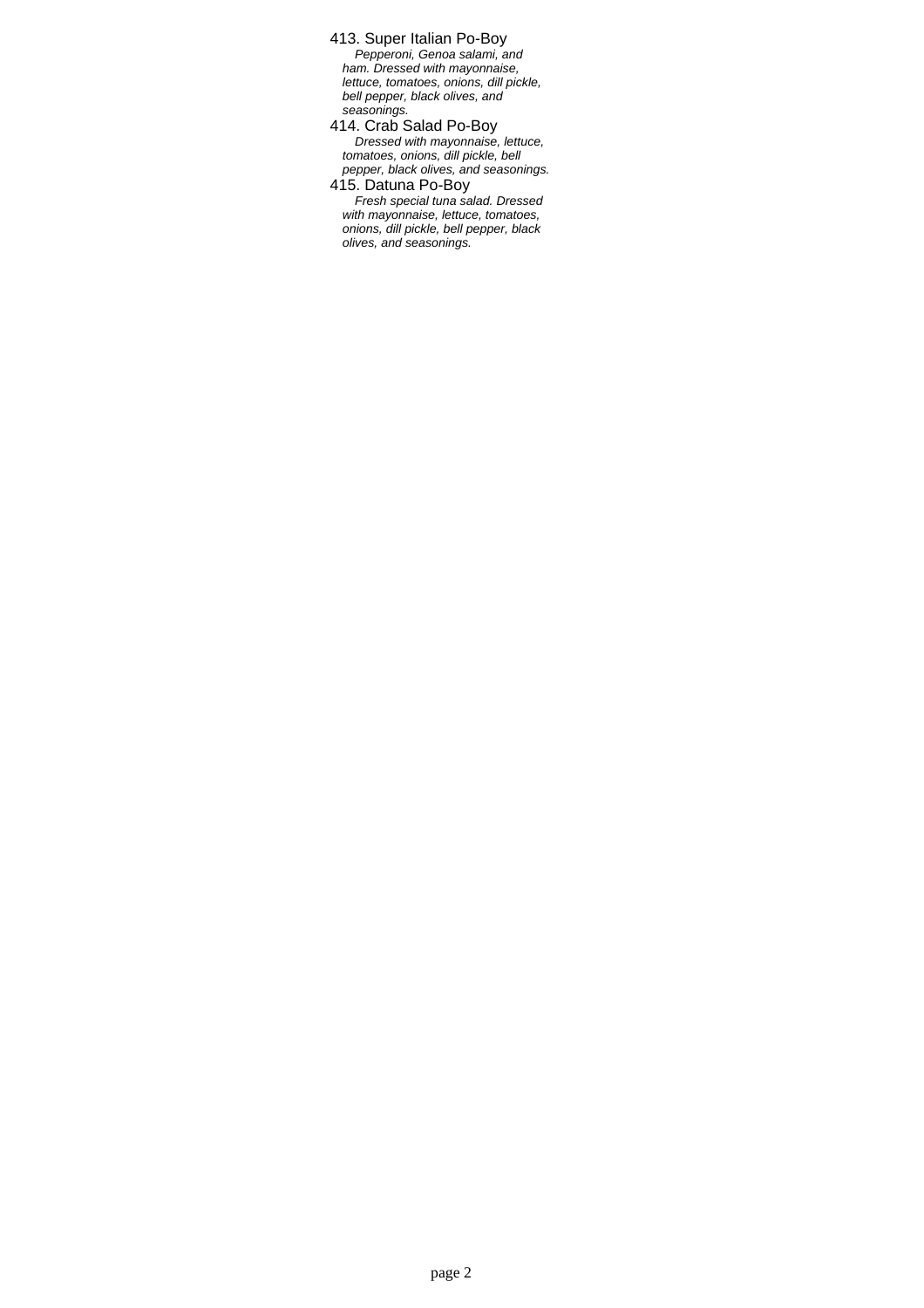413. Super Italian Po-Boy

*Pepperoni, Genoa salami, and ham. Dressed with mayonnaise, lettuce, tomatoes, onions, dill pickle, bell pepper, black olives, and seasonings.*

414. Crab Salad Po-Boy

*Dressed with mayonnaise, lettuce, tomatoes, onions, dill pickle, bell pepper, black olives, and seasonings.*

415. Datuna Po-Boy

*Fresh special tuna salad. Dressed with mayonnaise, lettuce, tomatoes, onions, dill pickle, bell pepper, black olives, and seasonings.*